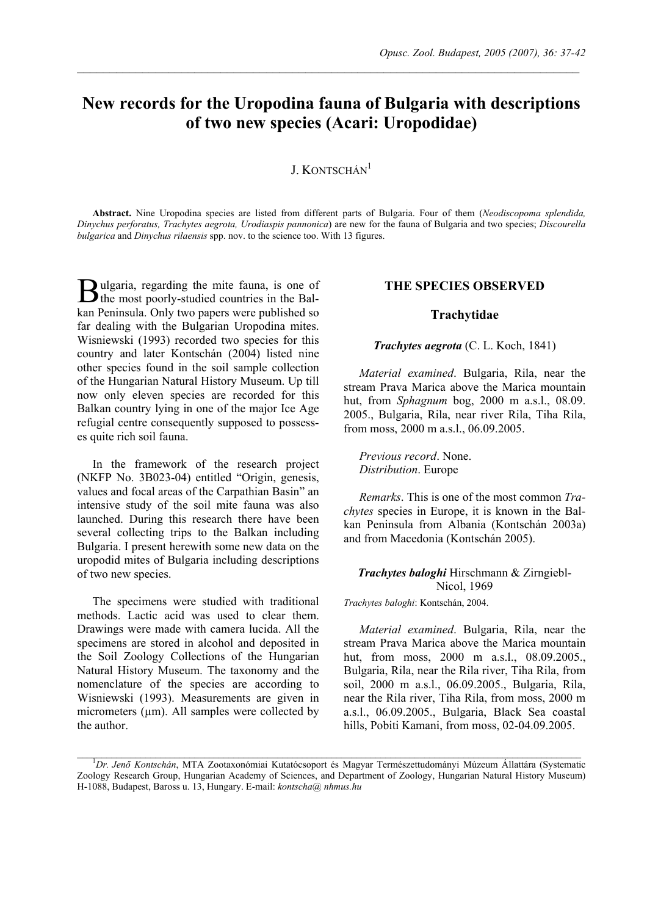# New records for the Uropodina fauna of Bulgaria with descriptions of two new species (Acari: Uropodidae)

J. KONTSCHÁN[1]

**Abstract.** Nine Uropodina species are listed from different parts of Bulgaria. Four of them (*Neodiscopoma splendida, Dinychus perforatus, Trachytes aegrota, Urodiaspis pannonica*) are new for the fauna of Bulgaria and two species; *Discourella bulgarica* and *Dinychus rilaensis* spp. nov. to the science too. With 13 figures.

Bulgaria, regarding the mite fauna, is one of the most poorly-studied countries in the Balkan Peninsula. Only two papers were published so far dealing with the Bulgarian Uropodina mites. Wisniewski (1993) recorded two species for this country and later Kontschán (2004) listed nine other species found in the soil sample collection of the Hungarian Natural History Museum. Up till now only eleven species are recorded for this Balkan country lying in one of the major Ice Age refugial centre consequently supposed to possesses quite rich soil fauna.

In the framework of the research project (NKFP No. 3B023-04) entitled "Origin, genesis, values and focal areas of the Carpathian Basin" an intensive study of the soil mite fauna was also launched. During this research there have been several collecting trips to the Balkan including Bulgaria. I present herewith some new data on the uropodid mites of Bulgaria including descriptions of two new species.

The specimens were studied with traditional methods. Lactic acid was used to clear them. Drawings were made with camera lucida. All the specimens are stored in alcohol and deposited in the Soil Zoology Collections of the Hungarian Natural History Museum. The taxonomy and the nomenclature of the species are according to Wisniewski (1993). Measurements are given in micrometers (µm). All samples were collected by the author.

## THE SPECIES OBSERVED

### Trachytidae

***Trachytes aegrota*** (C. L. Koch, 1841)

*Material examined*. Bulgaria, Rila, near the stream Prava Marica above the Marica mountain hut, from *Sphagnum* bog, 2000 m a.s.l., 08.09. 2005., Bulgaria, Rila, near river Rila, Tiha Rila, from moss, 2000 m a.s.l., 06.09.2005.

*Previous record*. None.
*Distribution*. Europe

*Remarks*. This is one of the most common *Trachytes* species in Europe, it is known in the Balkan Peninsula from Albania (Kontschán 2003a) and from Macedonia (Kontschán 2005).

***Trachytes baloghi*** Hirschmann & Zirngiebl-Nicol, 1969

*Trachytes baloghi*: Kontschán, 2004.

*Material examined*. Bulgaria, Rila, near the stream Prava Marica above the Marica mountain hut, from moss, 2000 m a.s.l., 08.09.2005., Bulgaria, Rila, near the Rila river, Tiha Rila, from soil, 2000 m a.s.l., 06.09.2005., Bulgaria, Rila, near the Rila river, Tiha Rila, from moss, 2000 m a.s.l., 06.09.2005., Bulgaria, Black Sea coastal hills, Pobiti Kamani, from moss, 02-04.09.2005.

---

[1]*Dr. Jenő Kontschán*, MTA Zootaxonómiai Kutatócsoport és Magyar Természettudományi Múzeum Állattára (Systematic Zoology Research Group, Hungarian Academy of Sciences, and Department of Zoology, Hungarian Natural History Museum) H-1088, Budapest, Baross u. 13, Hungary. E-mail: *kontscha@ nhmus.hu*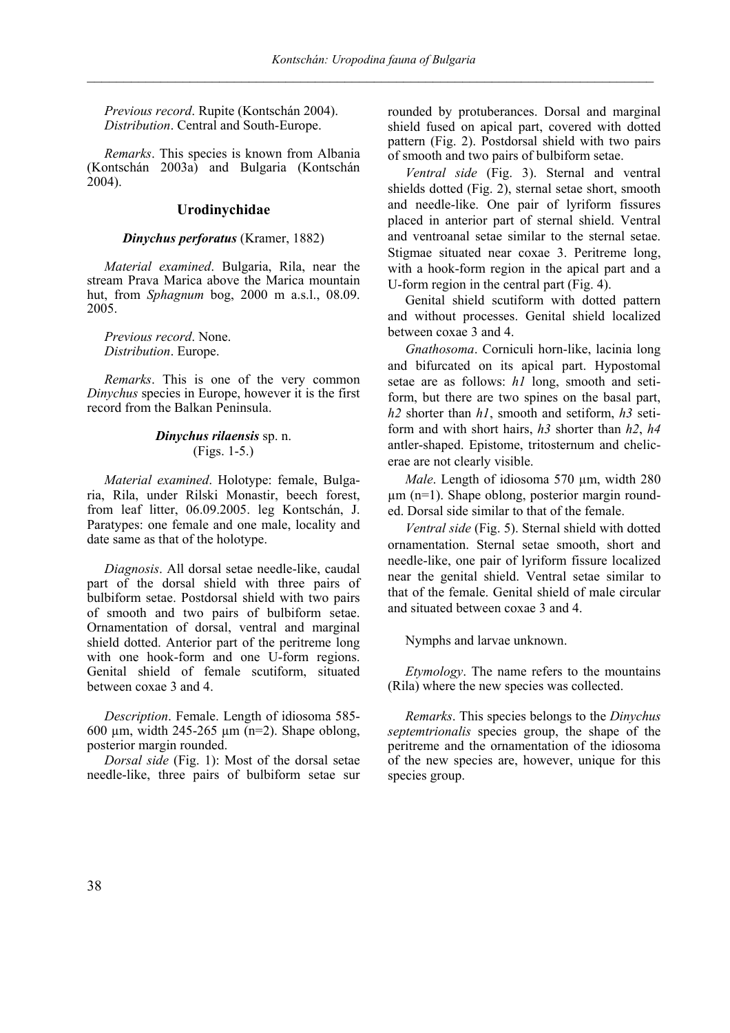*Previous record*. Rupite (Kontschán 2004).
*Distribution*. Central and South-Europe.

*Remarks*. This species is known from Albania (Kontschán 2003a) and Bulgaria (Kontschán 2004).

## Urodinychidae

### ***Dinychus perforatus*** (Kramer, 1882)

*Material examined*. Bulgaria, Rila, near the stream Prava Marica above the Marica mountain hut, from *Sphagnum* bog, 2000 m a.s.l., 08.09. 2005.

*Previous record*. None.
*Distribution*. Europe.

*Remarks*. This is one of the very common *Dinychus* species in Europe, however it is the first record from the Balkan Peninsula.

### ***Dinychus rilaensis*** sp. n.
(Figs. 1-5.)

*Material examined*. Holotype: female, Bulgaria, Rila, under Rilski Monastir, beech forest, from leaf litter, 06.09.2005. leg Kontschán, J. Paratypes: one female and one male, locality and date same as that of the holotype.

*Diagnosis*. All dorsal setae needle-like, caudal part of the dorsal shield with three pairs of bulbiform setae. Postdorsal shield with two pairs of smooth and two pairs of bulbiform setae. Ornamentation of dorsal, ventral and marginal shield dotted. Anterior part of the peritreme long with one hook-form and one U-form regions. Genital shield of female scutiform, situated between coxae 3 and 4.

*Description*. Female. Length of idiosoma 585-600 µm, width 245-265 µm (n=2). Shape oblong, posterior margin rounded.

*Dorsal side* (Fig. 1): Most of the dorsal setae needle-like, three pairs of bulbiform setae surrounded by protuberances. Dorsal and marginal shield fused on apical part, covered with dotted pattern (Fig. 2). Postdorsal shield with two pairs of smooth and two pairs of bulbiform setae.

*Ventral side* (Fig. 3). Sternal and ventral shields dotted (Fig. 2), sternal setae short, smooth and needle-like. One pair of lyriform fissures placed in anterior part of sternal shield. Ventral and ventroanal setae similar to the sternal setae. Stigmae situated near coxae 3. Peritreme long, with a hook-form region in the apical part and a U-form region in the central part (Fig. 4).

Genital shield scutiform with dotted pattern and without processes. Genital shield localized between coxae 3 and 4.

*Gnathosoma*. Corniculi horn-like, lacinia long and bifurcated on its apical part. Hypostomal setae are as follows: *h1* long, smooth and setiform, but there are two spines on the basal part, *h2* shorter than *h1*, smooth and setiform, *h3* setiform and with short hairs, *h3* shorter than *h2*, *h4* antler-shaped. Epistome, tritosternum and chelicerae are not clearly visible.

*Male*. Length of idiosoma 570 µm, width 280 µm (n=1). Shape oblong, posterior margin rounded. Dorsal side similar to that of the female.

*Ventral side* (Fig. 5). Sternal shield with dotted ornamentation. Sternal setae smooth, short and needle-like, one pair of lyriform fissure localized near the genital shield. Ventral setae similar to that of the female. Genital shield of male circular and situated between coxae 3 and 4.

Nymphs and larvae unknown.

*Etymology*. The name refers to the mountains (Rila) where the new species was collected.

*Remarks*. This species belongs to the *Dinychus septemtrionalis* species group, the shape of the peritreme and the ornamentation of the idiosoma of the new species are, however, unique for this species group.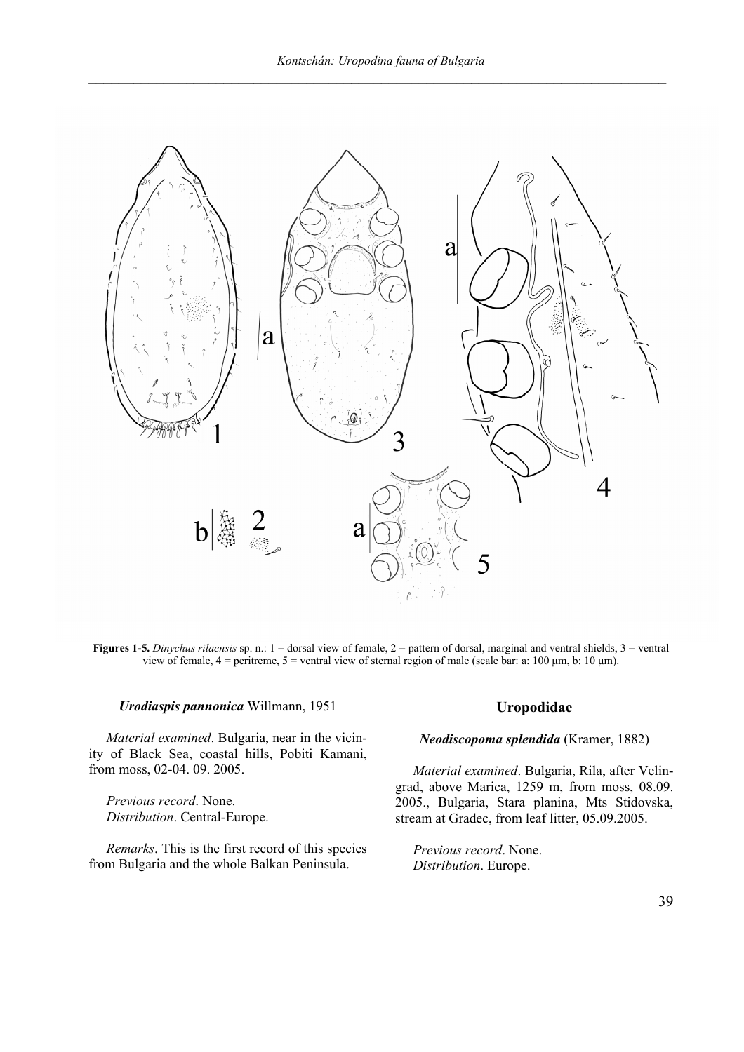**Figures 1-5.** *Dinychus rilaensis* sp. n.: 1 = dorsal view of female, 2 = pattern of dorsal, marginal and ventral shields, 3 = ventral view of female, 4 = peritreme, 5 = ventral view of sternal region of male (scale bar: a: 100 µm, b: 10 µm).

***Urodiaspis pannonica*** **Willmann, 1951**

*Material examined*. Bulgaria, near in the vicinity of Black Sea, coastal hills, Pobiti Kamani, from moss, 02-04. 09. 2005.

*Previous record*. None.
*Distribution*. Central-Europe.

*Remarks*. This is the first record of this species from Bulgaria and the whole Balkan Peninsula.

## Uropodidae

***Neodiscopoma splendida*** **(Kramer, 1882)**

*Material examined*. Bulgaria, Rila, after Velingrad, above Marica, 1259 m, from moss, 08.09. 2005., Bulgaria, Stara planina, Mts Stidovska, stream at Gradec, from leaf litter, 05.09.2005.

*Previous record*. None.
*Distribution*. Europe.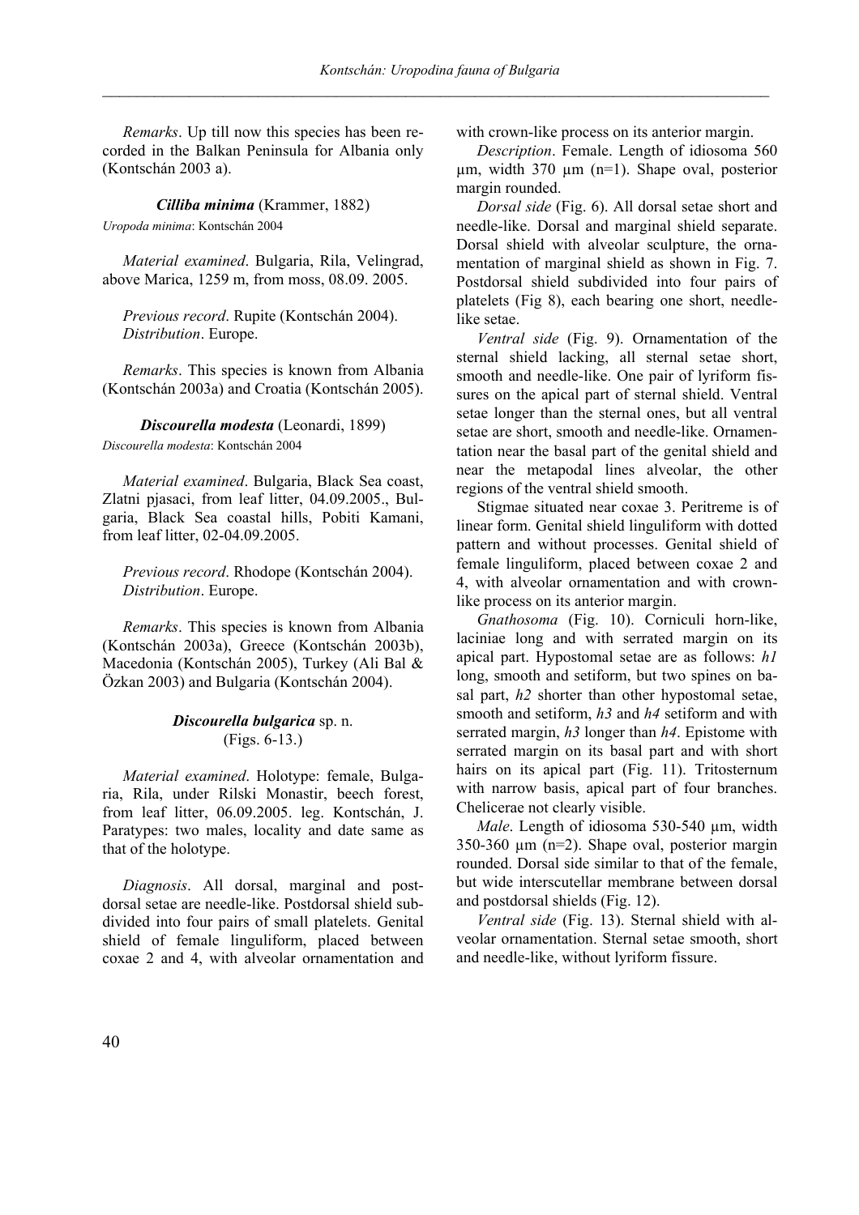*Remarks*. Up till now this species has been recorded in the Balkan Peninsula for Albania only (Kontschán 2003 a).

### ***Cilliba minima*** (Krammer, 1882)

*Uropoda minima*: Kontschán 2004

*Material examined*. Bulgaria, Rila, Velingrad, above Marica, 1259 m, from moss, 08.09. 2005.

*Previous record*. Rupite (Kontschán 2004).
*Distribution*. Europe.

*Remarks*. This species is known from Albania (Kontschán 2003a) and Croatia (Kontschán 2005).

### ***Discourella modesta*** (Leonardi, 1899)

*Discourella modesta*: Kontschán 2004

*Material examined*. Bulgaria, Black Sea coast, Zlatni pjasaci, from leaf litter, 04.09.2005., Bulgaria, Black Sea coastal hills, Pobiti Kamani, from leaf litter, 02-04.09.2005.

*Previous record*. Rhodope (Kontschán 2004).
*Distribution*. Europe.

*Remarks*. This species is known from Albania (Kontschán 2003a), Greece (Kontschán 2003b), Macedonia (Kontschán 2005), Turkey (Ali Bal & Özkan 2003) and Bulgaria (Kontschán 2004).

### ***Discourella bulgarica*** sp. n.
(Figs. 6-13.)

*Material examined*. Holotype: female, Bulgaria, Rila, under Rilski Monastir, beech forest, from leaf litter, 06.09.2005. leg. Kontschán, J. Paratypes: two males, locality and date same as that of the holotype.

*Diagnosis*. All dorsal, marginal and postdorsal setae are needle-like. Postdorsal shield subdivided into four pairs of small platelets. Genital shield of female linguliform, placed between coxae 2 and 4, with alveolar ornamentation and with crown-like process on its anterior margin.

*Description*. Female. Length of idiosoma 560 µm, width 370 µm (n=1). Shape oval, posterior margin rounded.

*Dorsal side* (Fig. 6). All dorsal setae short and needle-like. Dorsal and marginal shield separate. Dorsal shield with alveolar sculpture, the ornamentation of marginal shield as shown in Fig. 7. Postdorsal shield subdivided into four pairs of platelets (Fig 8), each bearing one short, needle-like setae.

*Ventral side* (Fig. 9). Ornamentation of the sternal shield lacking, all sternal setae short, smooth and needle-like. One pair of lyriform fissures on the apical part of sternal shield. Ventral setae longer than the sternal ones, but all ventral setae are short, smooth and needle-like. Ornamentation near the basal part of the genital shield and near the metapodal lines alveolar, the other regions of the ventral shield smooth.

Stigmae situated near coxae 3. Peritreme is of linear form. Genital shield linguliform with dotted pattern and without processes. Genital shield of female linguliform, placed between coxae 2 and 4, with alveolar ornamentation and with crown-like process on its anterior margin.

*Gnathosoma* (Fig. 10). Corniculi horn-like, laciniae long and with serrated margin on its apical part. Hypostomal setae are as follows: *h1* long, smooth and setiform, but two spines on basal part, *h2* shorter than other hypostomal setae, smooth and setiform, *h3* and *h4* setiform and with serrated margin, *h3* longer than *h4*. Epistome with serrated margin on its basal part and with short hairs on its apical part (Fig. 11). Tritosternum with narrow basis, apical part of four branches. Chelicerae not clearly visible.

*Male*. Length of idiosoma 530-540 µm, width 350-360 µm (n=2). Shape oval, posterior margin rounded. Dorsal side similar to that of the female, but wide interscutellar membrane between dorsal and postdorsal shields (Fig. 12).

*Ventral side* (Fig. 13). Sternal shield with alveolar ornamentation. Sternal setae smooth, short and needle-like, without lyriform fissure.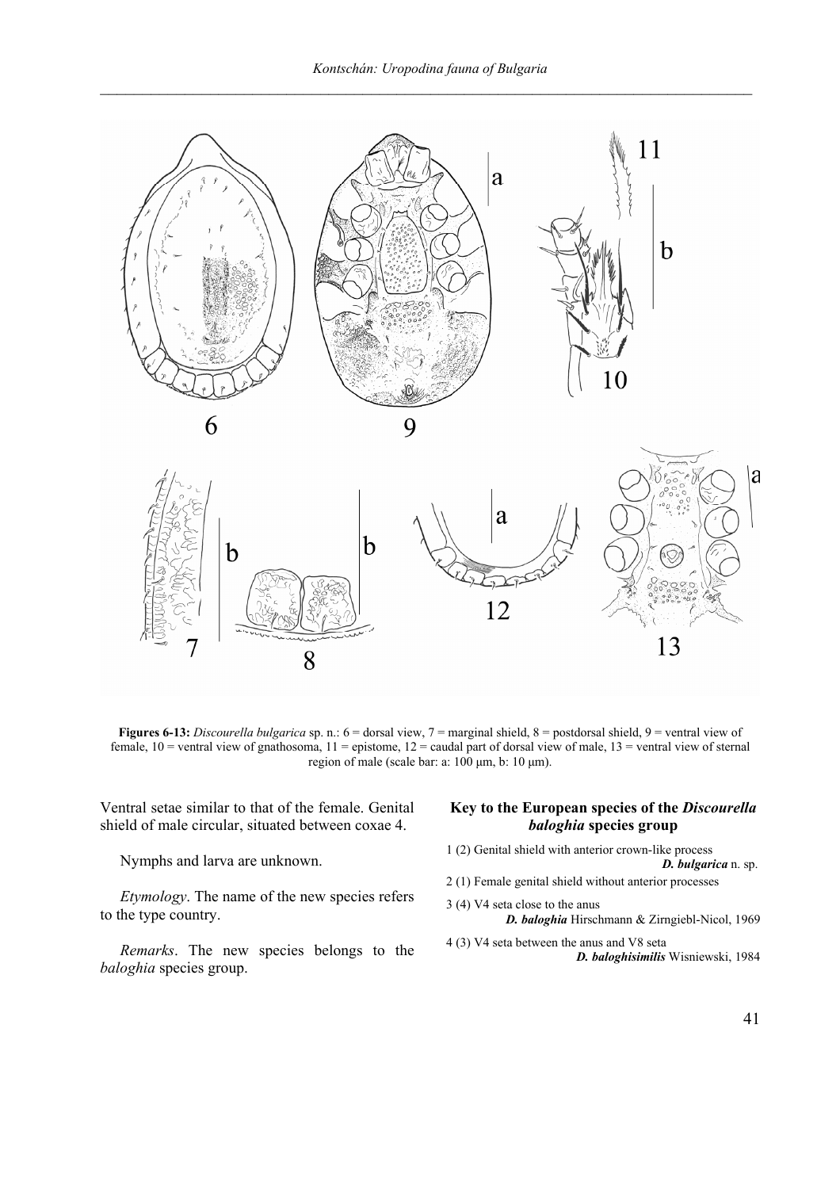**Figures 6-13:** *Discourella bulgarica* sp. n.: 6 = dorsal view, 7 = marginal shield, 8 = postdorsal shield, 9 = ventral view of female, 10 = ventral view of gnathosoma, 11 = epistome, 12 = caudal part of dorsal view of male, 13 = ventral view of sternal region of male (scale bar: a: 100 μm, b: 10 μm).

Ventral setae similar to that of the female. Genital shield of male circular, situated between coxae 4.

Nymphs and larva are unknown.

*Etymology*. The name of the new species refers to the type country.

*Remarks*. The new species belongs to the *baloghia* species group.

### Key to the European species of the *Discourella baloghia* species group

1 (2) Genital shield with anterior crown-like process — ***D. bulgarica*** n. sp.

2 (1) Female genital shield without anterior processes

3 (4) V4 seta close to the anus — ***D. baloghia*** Hirschmann & Zirngiebl-Nicol, 1969

4 (3) V4 seta between the anus and V8 seta — ***D. baloghisimilis*** Wisniewski, 1984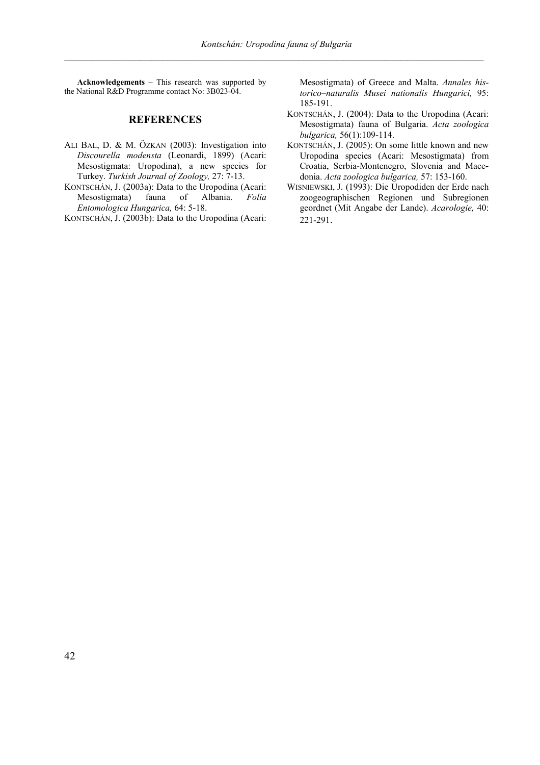**Acknowledgements –** This research was supported by the National R&D Programme contact No: 3B023-04.

## REFERENCES

ALI BAL, D. & M. ÖZKAN (2003): Investigation into *Discourella modensta* (Leonardi, 1899) (Acari: Mesostigmata: Uropodina), a new species for Turkey. *Turkish Journal of Zoology,* 27: 7-13.

KONTSCHÁN, J. (2003a): Data to the Uropodina (Acari: Mesostigmata) fauna of Albania. *Folia Entomologica Hungarica,* 64: 5-18.

KONTSCHÁN, J. (2003b): Data to the Uropodina (Acari: Mesostigmata) of Greece and Malta. *Annales historico–naturalis Musei nationalis Hungarici,* 95: 185-191.

KONTSCHÁN, J. (2004): Data to the Uropodina (Acari: Mesostigmata) fauna of Bulgaria. *Acta zoologica bulgarica,* 56(1):109-114.

KONTSCHÁN, J. (2005): On some little known and new Uropodina species (Acari: Mesostigmata) from Croatia, Serbia-Montenegro, Slovenia and Macedonia. *Acta zoologica bulgarica,* 57: 153-160.

WISNIEWSKI, J. (1993): Die Uropodiden der Erde nach zoogeographischen Regionen und Subregionen geordnet (Mit Angabe der Lande). *Acarologie,* 40: 221-291.